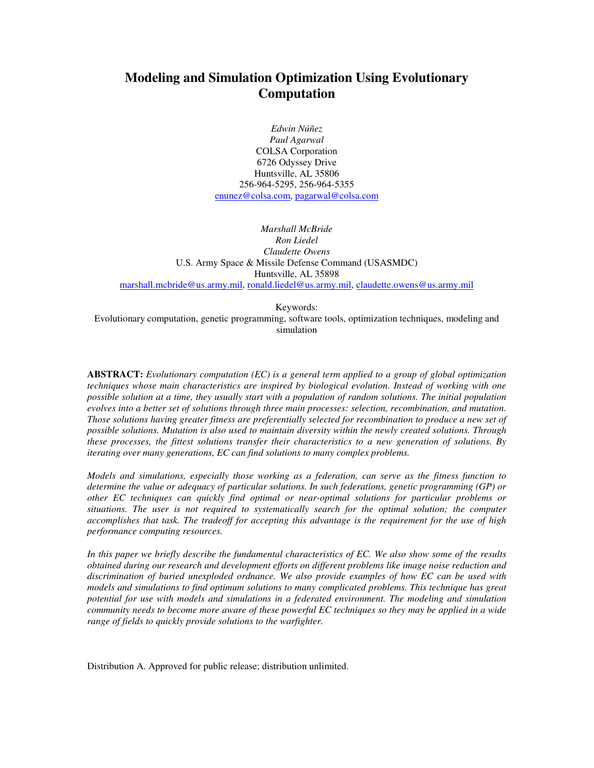# Modeling and Simulation Optimization Using Evolutionary Computation

*Edwin Núñez*
*Paul Agarwal*
COLSA Corporation
6726 Odyssey Drive
Huntsville, AL 35806
256-964-5295, 256-964-5355
enunez@colsa.com, pagarwal@colsa.com

*Marshall McBride*
*Ron Liedel*
*Claudette Owens*
U.S. Army Space & Missile Defense Command (USASMDC)
Huntsville, AL 35898
marshall.mcbride@us.army.mil, ronald.liedel@us.army.mil, claudette.owens@us.army.mil

Keywords:
Evolutionary computation, genetic programming, software tools, optimization techniques, modeling and simulation

**ABSTRACT:** *Evolutionary computation (EC) is a general term applied to a group of global optimization techniques whose main characteristics are inspired by biological evolution. Instead of working with one possible solution at a time, they usually start with a population of random solutions. The initial population evolves into a better set of solutions through three main processes: selection, recombination, and mutation. Those solutions having greater fitness are preferentially selected for recombination to produce a new set of possible solutions. Mutation is also used to maintain diversity within the newly created solutions. Through these processes, the fittest solutions transfer their characteristics to a new generation of solutions. By iterating over many generations, EC can find solutions to many complex problems.*

*Models and simulations, especially those working as a federation, can serve as the fitness function to determine the value or adequacy of particular solutions. In such federations, genetic programming (GP) or other EC techniques can quickly find optimal or near-optimal solutions for particular problems or situations. The user is not required to systematically search for the optimal solution; the computer accomplishes that task. The tradeoff for accepting this advantage is the requirement for the use of high performance computing resources.*

*In this paper we briefly describe the fundamental characteristics of EC. We also show some of the results obtained during our research and development efforts on different problems like image noise reduction and discrimination of buried unexploded ordnance. We also provide examples of how EC can be used with models and simulations to find optimum solutions to many complicated problems. This technique has great potential for use with models and simulations in a federated environment. The modeling and simulation community needs to become more aware of these powerful EC techniques so they may be applied in a wide range of fields to quickly provide solutions to the warfighter.*

Distribution A. Approved for public release; distribution unlimited.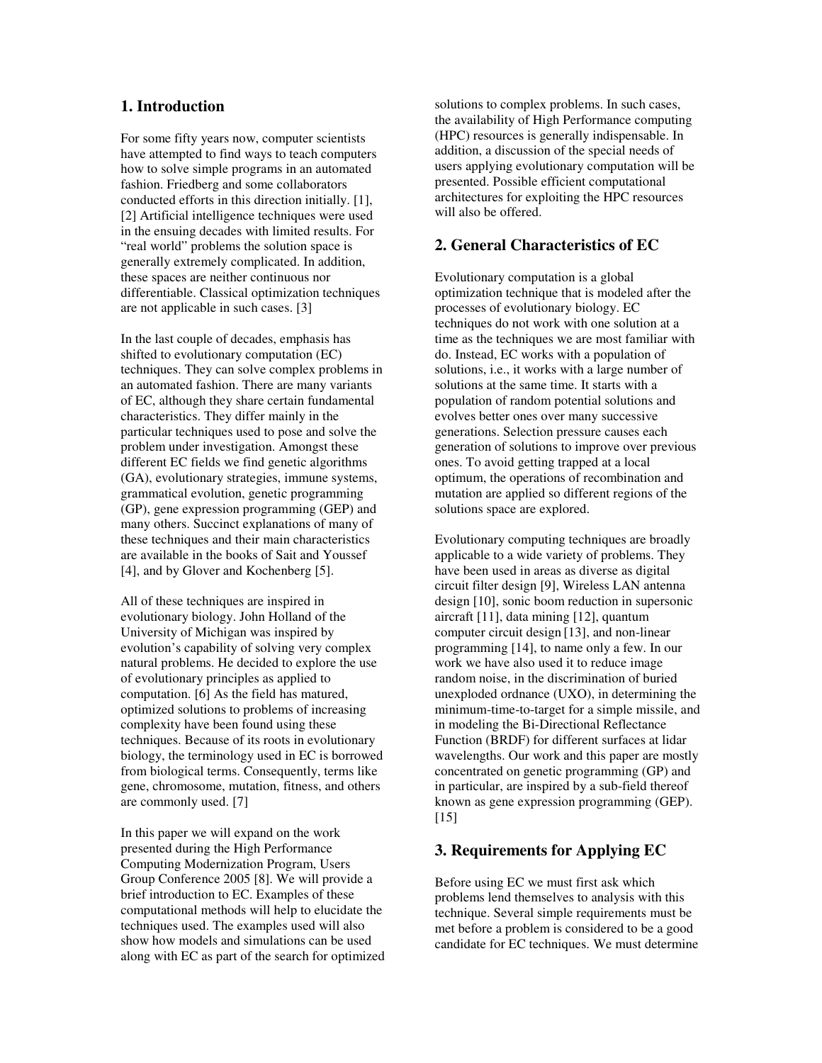## 1. Introduction

For some fifty years now, computer scientists have attempted to find ways to teach computers how to solve simple programs in an automated fashion. Friedberg and some collaborators conducted efforts in this direction initially. [1], [2] Artificial intelligence techniques were used in the ensuing decades with limited results. For "real world" problems the solution space is generally extremely complicated. In addition, these spaces are neither continuous nor differentiable. Classical optimization techniques are not applicable in such cases. [3]

In the last couple of decades, emphasis has shifted to evolutionary computation (EC) techniques. They can solve complex problems in an automated fashion. There are many variants of EC, although they share certain fundamental characteristics. They differ mainly in the particular techniques used to pose and solve the problem under investigation. Amongst these different EC fields we find genetic algorithms (GA), evolutionary strategies, immune systems, grammatical evolution, genetic programming (GP), gene expression programming (GEP) and many others. Succinct explanations of many of these techniques and their main characteristics are available in the books of Sait and Youssef [4], and by Glover and Kochenberg [5].

All of these techniques are inspired in evolutionary biology. John Holland of the University of Michigan was inspired by evolution's capability of solving very complex natural problems. He decided to explore the use of evolutionary principles as applied to computation. [6] As the field has matured, optimized solutions to problems of increasing complexity have been found using these techniques. Because of its roots in evolutionary biology, the terminology used in EC is borrowed from biological terms. Consequently, terms like gene, chromosome, mutation, fitness, and others are commonly used. [7]

In this paper we will expand on the work presented during the High Performance Computing Modernization Program, Users Group Conference 2005 [8]. We will provide a brief introduction to EC. Examples of these computational methods will help to elucidate the techniques used. The examples used will also show how models and simulations can be used along with EC as part of the search for optimized solutions to complex problems. In such cases, the availability of High Performance computing (HPC) resources is generally indispensable. In addition, a discussion of the special needs of users applying evolutionary computation will be presented. Possible efficient computational architectures for exploiting the HPC resources will also be offered.

## 2. General Characteristics of EC

Evolutionary computation is a global optimization technique that is modeled after the processes of evolutionary biology. EC techniques do not work with one solution at a time as the techniques we are most familiar with do. Instead, EC works with a population of solutions, i.e., it works with a large number of solutions at the same time. It starts with a population of random potential solutions and evolves better ones over many successive generations. Selection pressure causes each generation of solutions to improve over previous ones. To avoid getting trapped at a local optimum, the operations of recombination and mutation are applied so different regions of the solutions space are explored.

Evolutionary computing techniques are broadly applicable to a wide variety of problems. They have been used in areas as diverse as digital circuit filter design [9], Wireless LAN antenna design [10], sonic boom reduction in supersonic aircraft [11], data mining [12], quantum computer circuit design [13], and non-linear programming [14], to name only a few. In our work we have also used it to reduce image random noise, in the discrimination of buried unexploded ordnance (UXO), in determining the minimum-time-to-target for a simple missile, and in modeling the Bi-Directional Reflectance Function (BRDF) for different surfaces at lidar wavelengths. Our work and this paper are mostly concentrated on genetic programming (GP) and in particular, are inspired by a sub-field thereof known as gene expression programming (GEP). [15]

## 3. Requirements for Applying EC

Before using EC we must first ask which problems lend themselves to analysis with this technique. Several simple requirements must be met before a problem is considered to be a good candidate for EC techniques. We must determine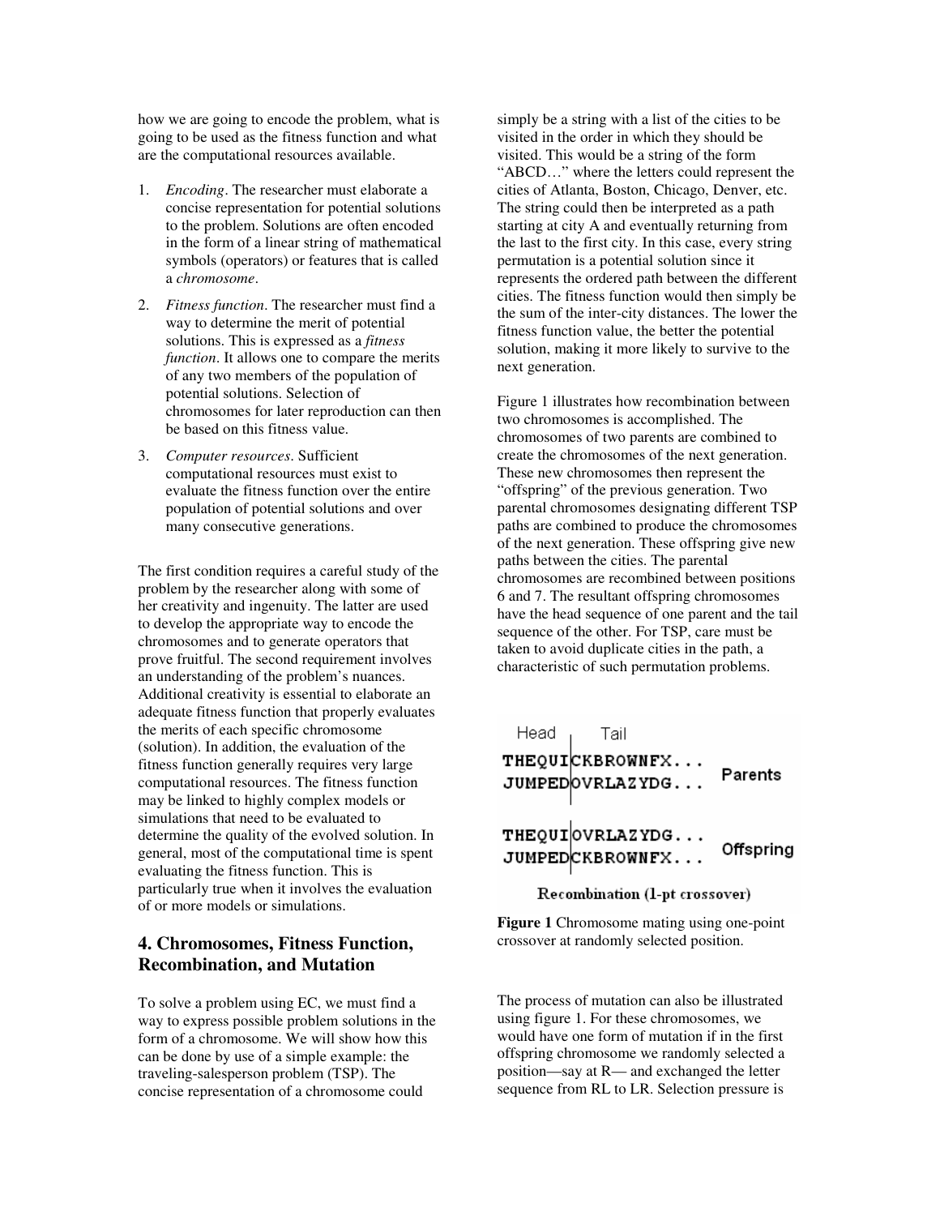how we are going to encode the problem, what is going to be used as the fitness function and what are the computational resources available.

1. *Encoding*. The researcher must elaborate a concise representation for potential solutions to the problem. Solutions are often encoded in the form of a linear string of mathematical symbols (operators) or features that is called a *chromosome*.
2. *Fitness function*. The researcher must find a way to determine the merit of potential solutions. This is expressed as a *fitness function*. It allows one to compare the merits of any two members of the population of potential solutions. Selection of chromosomes for later reproduction can then be based on this fitness value.
3. *Computer resources*. Sufficient computational resources must exist to evaluate the fitness function over the entire population of potential solutions and over many consecutive generations.

The first condition requires a careful study of the problem by the researcher along with some of her creativity and ingenuity. The latter are used to develop the appropriate way to encode the chromosomes and to generate operators that prove fruitful. The second requirement involves an understanding of the problem's nuances. Additional creativity is essential to elaborate an adequate fitness function that properly evaluates the merits of each specific chromosome (solution). In addition, the evaluation of the fitness function generally requires very large computational resources. The fitness function may be linked to highly complex models or simulations that need to be evaluated to determine the quality of the evolved solution. In general, most of the computational time is spent evaluating the fitness function. This is particularly true when it involves the evaluation of or more models or simulations.

## 4. Chromosomes, Fitness Function, Recombination, and Mutation

To solve a problem using EC, we must find a way to express possible problem solutions in the form of a chromosome. We will show how this can be done by use of a simple example: the traveling-salesperson problem (TSP). The concise representation of a chromosome could simply be a string with a list of the cities to be visited in the order in which they should be visited. This would be a string of the form "ABCD…" where the letters could represent the cities of Atlanta, Boston, Chicago, Denver, etc. The string could then be interpreted as a path starting at city A and eventually returning from the last to the first city. In this case, every string permutation is a potential solution since it represents the ordered path between the different cities. The fitness function would then simply be the sum of the inter-city distances. The lower the fitness function value, the better the potential solution, making it more likely to survive to the next generation.

Figure 1 illustrates how recombination between two chromosomes is accomplished. The chromosomes of two parents are combined to create the chromosomes of the next generation. These new chromosomes then represent the "offspring" of the previous generation. Two parental chromosomes designating different TSP paths are combined to produce the chromosomes of the next generation. These offspring give new paths between the cities. The parental chromosomes are recombined between positions 6 and 7. The resultant offspring chromosomes have the head sequence of one parent and the tail sequence of the other. For TSP, care must be taken to avoid duplicate cities in the path, a characteristic of such permutation problems.

```
Head  |  Tail
THEQUI|CKBROWNFX...
JUMPED|OVRLAZYDG...     Parents

THEQUI|OVRLAZYDG...
JUMPED|CKBROWNFX...     Offspring

Recombination (1-pt crossover)
```

**Figure 1** Chromosome mating using one-point crossover at randomly selected position.

The process of mutation can also be illustrated using figure 1. For these chromosomes, we would have one form of mutation if in the first offspring chromosome we randomly selected a position—say at R— and exchanged the letter sequence from RL to LR. Selection pressure is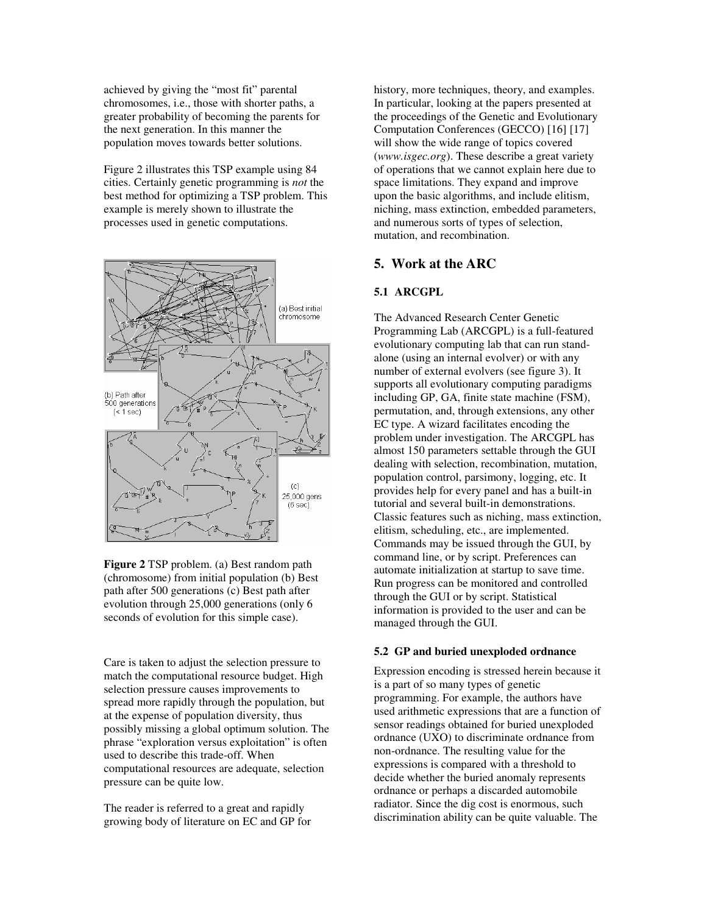achieved by giving the "most fit" parental chromosomes, i.e., those with shorter paths, a greater probability of becoming the parents for the next generation. In this manner the population moves towards better solutions.

Figure 2 illustrates this TSP example using 84 cities. Certainly genetic programming is *not* the best method for optimizing a TSP problem. This example is merely shown to illustrate the processes used in genetic computations.

**Figure 2** TSP problem. (a) Best random path (chromosome) from initial population (b) Best path after 500 generations (c) Best path after evolution through 25,000 generations (only 6 seconds of evolution for this simple case).

Care is taken to adjust the selection pressure to match the computational resource budget. High selection pressure causes improvements to spread more rapidly through the population, but at the expense of population diversity, thus possibly missing a global optimum solution. The phrase "exploration versus exploitation" is often used to describe this trade-off. When computational resources are adequate, selection pressure can be quite low.

The reader is referred to a great and rapidly growing body of literature on EC and GP for history, more techniques, theory, and examples. In particular, looking at the papers presented at the proceedings of the Genetic and Evolutionary Computation Conferences (GECCO) [16] [17] will show the wide range of topics covered (*www.isgec.org*). These describe a great variety of operations that we cannot explain here due to space limitations. They expand and improve upon the basic algorithms, and include elitism, niching, mass extinction, embedded parameters, and numerous sorts of types of selection, mutation, and recombination.

## 5. Work at the ARC

### 5.1 ARCGPL

The Advanced Research Center Genetic Programming Lab (ARCGPL) is a full-featured evolutionary computing lab that can run stand-alone (using an internal evolver) or with any number of external evolvers (see figure 3). It supports all evolutionary computing paradigms including GP, GA, finite state machine (FSM), permutation, and, through extensions, any other EC type. A wizard facilitates encoding the problem under investigation. The ARCGPL has almost 150 parameters settable through the GUI dealing with selection, recombination, mutation, population control, parsimony, logging, etc. It provides help for every panel and has a built-in tutorial and several built-in demonstrations. Classic features such as niching, mass extinction, elitism, scheduling, etc., are implemented. Commands may be issued through the GUI, by command line, or by script. Preferences can automate initialization at startup to save time. Run progress can be monitored and controlled through the GUI or by script. Statistical information is provided to the user and can be managed through the GUI.

### 5.2 GP and buried unexploded ordnance

Expression encoding is stressed herein because it is a part of so many types of genetic programming. For example, the authors have used arithmetic expressions that are a function of sensor readings obtained for buried unexploded ordnance (UXO) to discriminate ordnance from non-ordnance. The resulting value for the expressions is compared with a threshold to decide whether the buried anomaly represents ordnance or perhaps a discarded automobile radiator. Since the dig cost is enormous, such discrimination ability can be quite valuable. The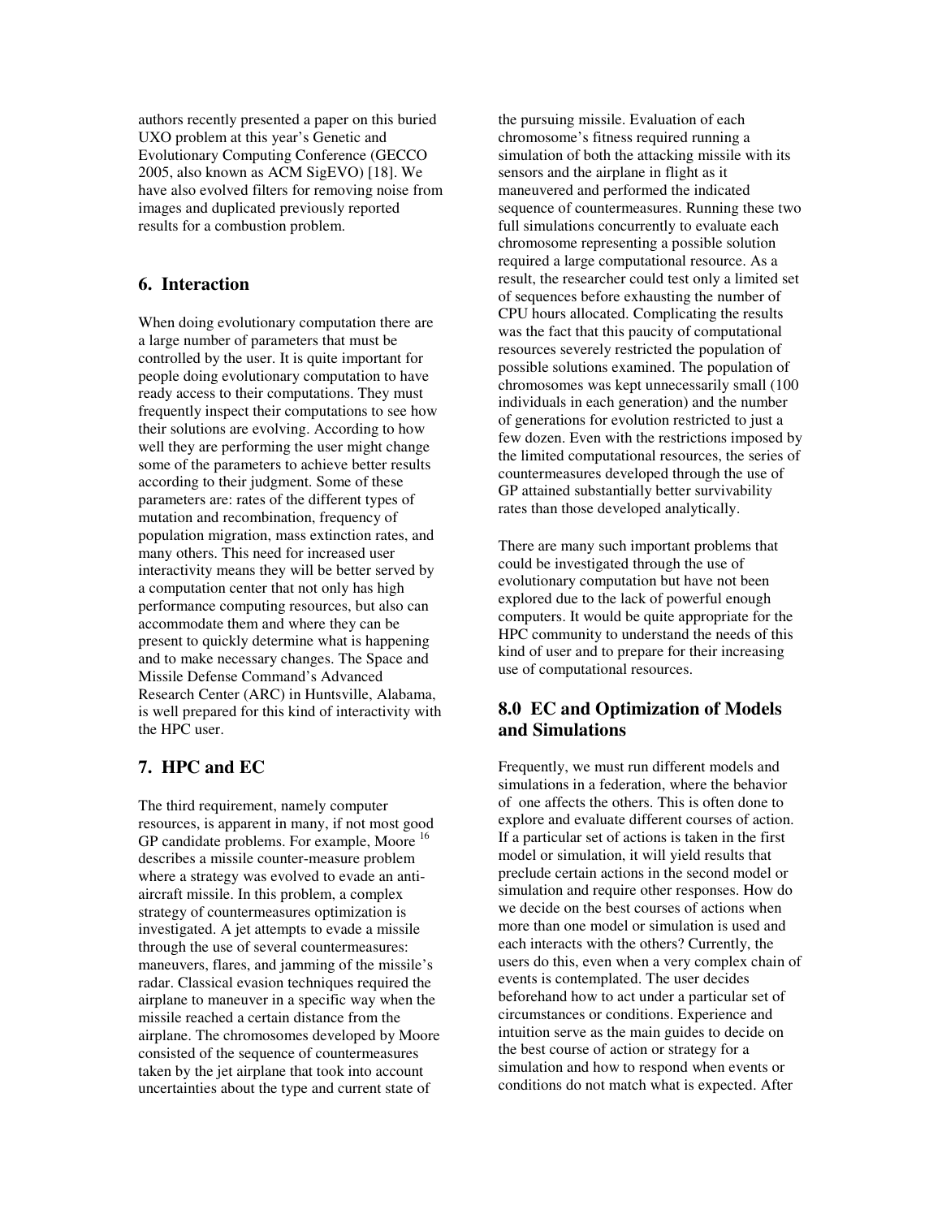authors recently presented a paper on this buried UXO problem at this year's Genetic and Evolutionary Computing Conference (GECCO 2005, also known as ACM SigEVO) [18]. We have also evolved filters for removing noise from images and duplicated previously reported results for a combustion problem.

## 6. Interaction

When doing evolutionary computation there are a large number of parameters that must be controlled by the user. It is quite important for people doing evolutionary computation to have ready access to their computations. They must frequently inspect their computations to see how their solutions are evolving. According to how well they are performing the user might change some of the parameters to achieve better results according to their judgment. Some of these parameters are: rates of the different types of mutation and recombination, frequency of population migration, mass extinction rates, and many others. This need for increased user interactivity means they will be better served by a computation center that not only has high performance computing resources, but also can accommodate them and where they can be present to quickly determine what is happening and to make necessary changes. The Space and Missile Defense Command's Advanced Research Center (ARC) in Huntsville, Alabama, is well prepared for this kind of interactivity with the HPC user.

## 7. HPC and EC

The third requirement, namely computer resources, is apparent in many, if not most good GP candidate problems. For example, Moore [16] describes a missile counter-measure problem where a strategy was evolved to evade an anti-aircraft missile. In this problem, a complex strategy of countermeasures optimization is investigated. A jet attempts to evade a missile through the use of several countermeasures: maneuvers, flares, and jamming of the missile's radar. Classical evasion techniques required the airplane to maneuver in a specific way when the missile reached a certain distance from the airplane. The chromosomes developed by Moore consisted of the sequence of countermeasures taken by the jet airplane that took into account uncertainties about the type and current state of the pursuing missile. Evaluation of each chromosome's fitness required running a simulation of both the attacking missile with its sensors and the airplane in flight as it maneuvered and performed the indicated sequence of countermeasures. Running these two full simulations concurrently to evaluate each chromosome representing a possible solution required a large computational resource. As a result, the researcher could test only a limited set of sequences before exhausting the number of CPU hours allocated. Complicating the results was the fact that this paucity of computational resources severely restricted the population of possible solutions examined. The population of chromosomes was kept unnecessarily small (100 individuals in each generation) and the number of generations for evolution restricted to just a few dozen. Even with the restrictions imposed by the limited computational resources, the series of countermeasures developed through the use of GP attained substantially better survivability rates than those developed analytically.

There are many such important problems that could be investigated through the use of evolutionary computation but have not been explored due to the lack of powerful enough computers. It would be quite appropriate for the HPC community to understand the needs of this kind of user and to prepare for their increasing use of computational resources.

## 8.0 EC and Optimization of Models and Simulations

Frequently, we must run different models and simulations in a federation, where the behavior of one affects the others. This is often done to explore and evaluate different courses of action. If a particular set of actions is taken in the first model or simulation, it will yield results that preclude certain actions in the second model or simulation and require other responses. How do we decide on the best courses of actions when more than one model or simulation is used and each interacts with the others? Currently, the users do this, even when a very complex chain of events is contemplated. The user decides beforehand how to act under a particular set of circumstances or conditions. Experience and intuition serve as the main guides to decide on the best course of action or strategy for a simulation and how to respond when events or conditions do not match what is expected. After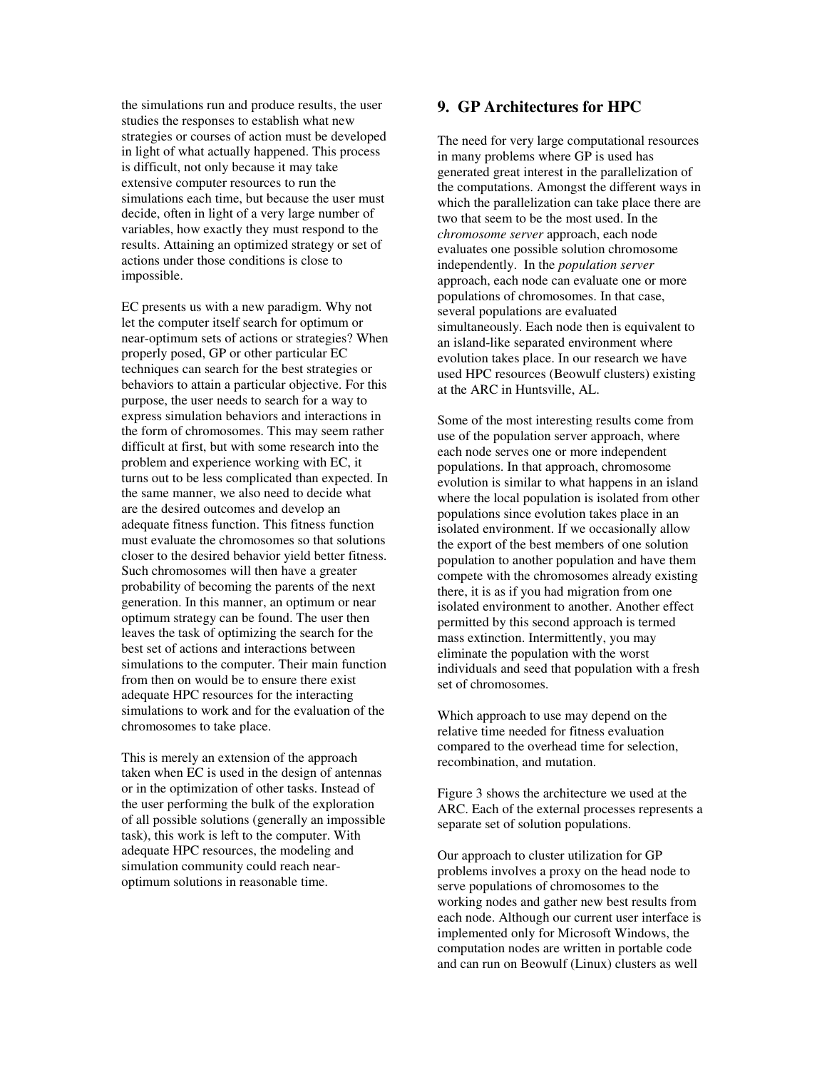the simulations run and produce results, the user studies the responses to establish what new strategies or courses of action must be developed in light of what actually happened. This process is difficult, not only because it may take extensive computer resources to run the simulations each time, but because the user must decide, often in light of a very large number of variables, how exactly they must respond to the results. Attaining an optimized strategy or set of actions under those conditions is close to impossible.

EC presents us with a new paradigm. Why not let the computer itself search for optimum or near-optimum sets of actions or strategies? When properly posed, GP or other particular EC techniques can search for the best strategies or behaviors to attain a particular objective. For this purpose, the user needs to search for a way to express simulation behaviors and interactions in the form of chromosomes. This may seem rather difficult at first, but with some research into the problem and experience working with EC, it turns out to be less complicated than expected. In the same manner, we also need to decide what are the desired outcomes and develop an adequate fitness function. This fitness function must evaluate the chromosomes so that solutions closer to the desired behavior yield better fitness. Such chromosomes will then have a greater probability of becoming the parents of the next generation. In this manner, an optimum or near optimum strategy can be found. The user then leaves the task of optimizing the search for the best set of actions and interactions between simulations to the computer. Their main function from then on would be to ensure there exist adequate HPC resources for the interacting simulations to work and for the evaluation of the chromosomes to take place.

This is merely an extension of the approach taken when EC is used in the design of antennas or in the optimization of other tasks. Instead of the user performing the bulk of the exploration of all possible solutions (generally an impossible task), this work is left to the computer. With adequate HPC resources, the modeling and simulation community could reach near-optimum solutions in reasonable time.

## 9. GP Architectures for HPC

The need for very large computational resources in many problems where GP is used has generated great interest in the parallelization of the computations. Amongst the different ways in which the parallelization can take place there are two that seem to be the most used. In the *chromosome server* approach, each node evaluates one possible solution chromosome independently. In the *population server* approach, each node can evaluate one or more populations of chromosomes. In that case, several populations are evaluated simultaneously. Each node then is equivalent to an island-like separated environment where evolution takes place. In our research we have used HPC resources (Beowulf clusters) existing at the ARC in Huntsville, AL.

Some of the most interesting results come from use of the population server approach, where each node serves one or more independent populations. In that approach, chromosome evolution is similar to what happens in an island where the local population is isolated from other populations since evolution takes place in an isolated environment. If we occasionally allow the export of the best members of one solution population to another population and have them compete with the chromosomes already existing there, it is as if you had migration from one isolated environment to another. Another effect permitted by this second approach is termed mass extinction. Intermittently, you may eliminate the population with the worst individuals and seed that population with a fresh set of chromosomes.

Which approach to use may depend on the relative time needed for fitness evaluation compared to the overhead time for selection, recombination, and mutation.

Figure 3 shows the architecture we used at the ARC. Each of the external processes represents a separate set of solution populations.

Our approach to cluster utilization for GP problems involves a proxy on the head node to serve populations of chromosomes to the working nodes and gather new best results from each node. Although our current user interface is implemented only for Microsoft Windows, the computation nodes are written in portable code and can run on Beowulf (Linux) clusters as well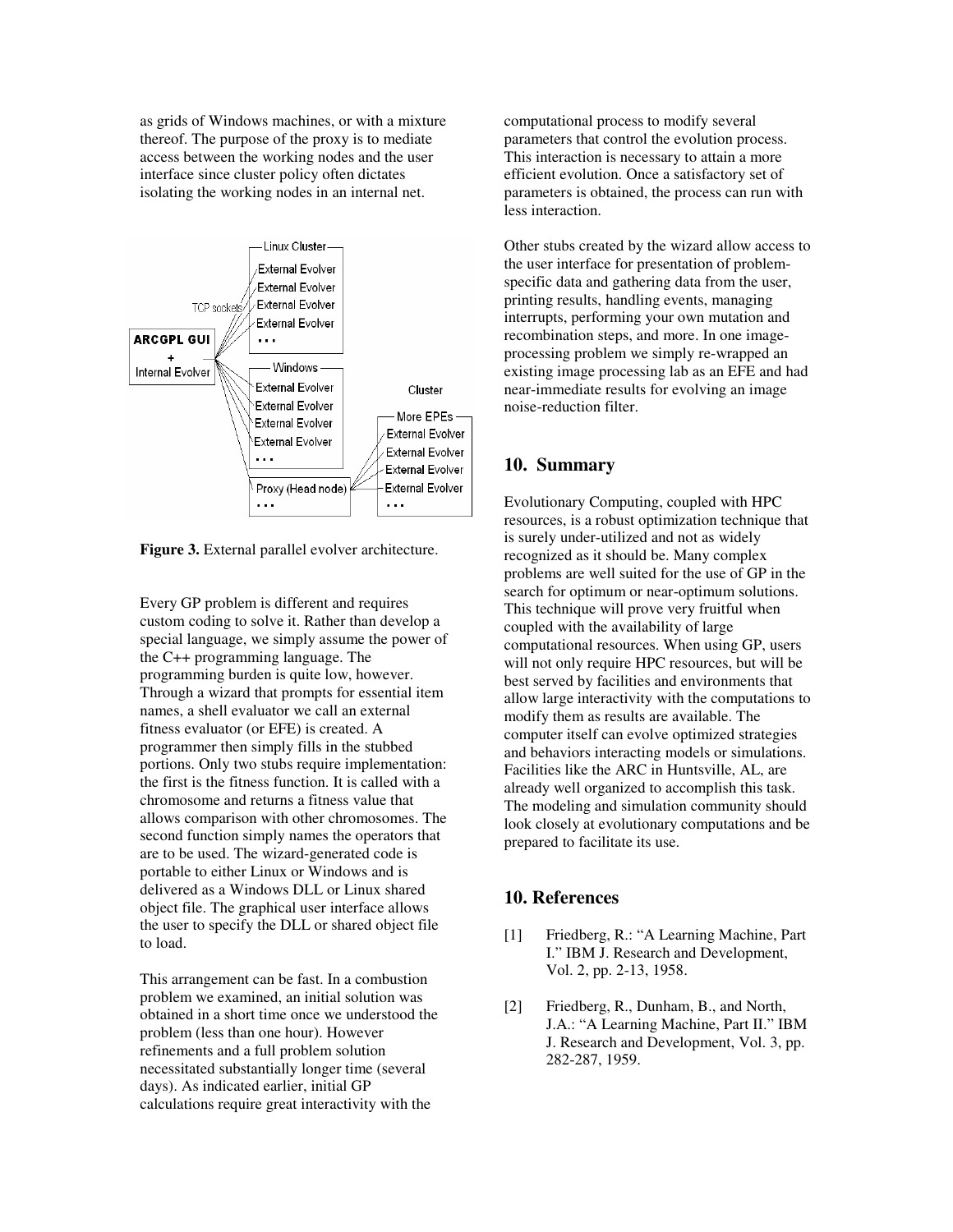as grids of Windows machines, or with a mixture thereof. The purpose of the proxy is to mediate access between the working nodes and the user interface since cluster policy often dictates isolating the working nodes in an internal net.

Linux Cluster
External Evolver
External Evolver
External Evolver
External Evolver
...
TCP sockets
ARCGPL GUI
+
Internal Evolver
Windows
External Evolver
External Evolver
External Evolver
External Evolver
...
Cluster
More EPEs
External Evolver
External Evolver
External Evolver
External Evolver
...
Proxy (Head node)
...

**Figure 3.** External parallel evolver architecture.

Every GP problem is different and requires custom coding to solve it. Rather than develop a special language, we simply assume the power of the C++ programming language. The programming burden is quite low, however. Through a wizard that prompts for essential item names, a shell evaluator we call an external fitness evaluator (or EFE) is created. A programmer then simply fills in the stubbed portions. Only two stubs require implementation: the first is the fitness function. It is called with a chromosome and returns a fitness value that allows comparison with other chromosomes. The second function simply names the operators that are to be used. The wizard-generated code is portable to either Linux or Windows and is delivered as a Windows DLL or Linux shared object file. The graphical user interface allows the user to specify the DLL or shared object file to load.

This arrangement can be fast. In a combustion problem we examined, an initial solution was obtained in a short time once we understood the problem (less than one hour). However refinements and a full problem solution necessitated substantially longer time (several days). As indicated earlier, initial GP calculations require great interactivity with the computational process to modify several parameters that control the evolution process. This interaction is necessary to attain a more efficient evolution. Once a satisfactory set of parameters is obtained, the process can run with less interaction.

Other stubs created by the wizard allow access to the user interface for presentation of problem-specific data and gathering data from the user, printing results, handling events, managing interrupts, performing your own mutation and recombination steps, and more. In one image-processing problem we simply re-wrapped an existing image processing lab as an EFE and had near-immediate results for evolving an image noise-reduction filter.

## 10. Summary

Evolutionary Computing, coupled with HPC resources, is a robust optimization technique that is surely under-utilized and not as widely recognized as it should be. Many complex problems are well suited for the use of GP in the search for optimum or near-optimum solutions. This technique will prove very fruitful when coupled with the availability of large computational resources. When using GP, users will not only require HPC resources, but will be best served by facilities and environments that allow large interactivity with the computations to modify them as results are available. The computer itself can evolve optimized strategies and behaviors interacting models or simulations. Facilities like the ARC in Huntsville, AL, are already well organized to accomplish this task. The modeling and simulation community should look closely at evolutionary computations and be prepared to facilitate its use.

## 10. References

[1] Friedberg, R.: "A Learning Machine, Part I." IBM J. Research and Development, Vol. 2, pp. 2-13, 1958.

[2] Friedberg, R., Dunham, B., and North, J.A.: "A Learning Machine, Part II." IBM J. Research and Development, Vol. 3, pp. 282-287, 1959.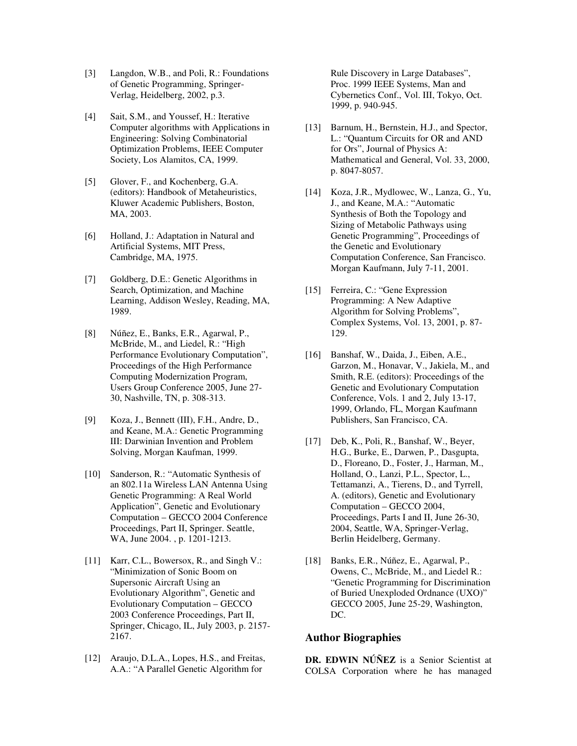[3] Langdon, W.B., and Poli, R.: Foundations of Genetic Programming, Springer-Verlag, Heidelberg, 2002, p.3.

[4] Sait, S.M., and Youssef, H.: Iterative Computer algorithms with Applications in Engineering: Solving Combinatorial Optimization Problems, IEEE Computer Society, Los Alamitos, CA, 1999.

[5] Glover, F., and Kochenberg, G.A. (editors): Handbook of Metaheuristics, Kluwer Academic Publishers, Boston, MA, 2003.

[6] Holland, J.: Adaptation in Natural and Artificial Systems, MIT Press, Cambridge, MA, 1975.

[7] Goldberg, D.E.: Genetic Algorithms in Search, Optimization, and Machine Learning, Addison Wesley, Reading, MA, 1989.

[8] Núñez, E., Banks, E.R., Agarwal, P., McBride, M., and Liedel, R.: "High Performance Evolutionary Computation", Proceedings of the High Performance Computing Modernization Program, Users Group Conference 2005, June 27-30, Nashville, TN, p. 308-313.

[9] Koza, J., Bennett (III), F.H., Andre, D., and Keane, M.A.: Genetic Programming III: Darwinian Invention and Problem Solving, Morgan Kaufman, 1999.

[10] Sanderson, R.: "Automatic Synthesis of an 802.11a Wireless LAN Antenna Using Genetic Programming: A Real World Application", Genetic and Evolutionary Computation – GECCO 2004 Conference Proceedings, Part II, Springer. Seattle, WA, June 2004. , p. 1201-1213.

[11] Karr, C.L., Bowersox, R., and Singh V.: "Minimization of Sonic Boom on Supersonic Aircraft Using an Evolutionary Algorithm", Genetic and Evolutionary Computation – GECCO 2003 Conference Proceedings, Part II, Springer, Chicago, IL, July 2003, p. 2157-2167.

[12] Araujo, D.L.A., Lopes, H.S., and Freitas, A.A.: "A Parallel Genetic Algorithm for Rule Discovery in Large Databases", Proc. 1999 IEEE Systems, Man and Cybernetics Conf., Vol. III, Tokyo, Oct. 1999, p. 940-945.

[13] Barnum, H., Bernstein, H.J., and Spector, L.: "Quantum Circuits for OR and AND for Ors", Journal of Physics A: Mathematical and General, Vol. 33, 2000, p. 8047-8057.

[14] Koza, J.R., Mydlowec, W., Lanza, G., Yu, J., and Keane, M.A.: "Automatic Synthesis of Both the Topology and Sizing of Metabolic Pathways using Genetic Programming", Proceedings of the Genetic and Evolutionary Computation Conference, San Francisco. Morgan Kaufmann, July 7-11, 2001.

[15] Ferreira, C.: "Gene Expression Programming: A New Adaptive Algorithm for Solving Problems", Complex Systems, Vol. 13, 2001, p. 87-129.

[16] Banshaf, W., Daida, J., Eiben, A.E., Garzon, M., Honavar, V., Jakiela, M., and Smith, R.E. (editors): Proceedings of the Genetic and Evolutionary Computation Conference, Vols. 1 and 2, July 13-17, 1999, Orlando, FL, Morgan Kaufmann Publishers, San Francisco, CA.

[17] Deb, K., Poli, R., Banshaf, W., Beyer, H.G., Burke, E., Darwen, P., Dasgupta, D., Floreano, D., Foster, J., Harman, M., Holland, O., Lanzi, P.L., Spector, L., Tettamanzi, A., Tierens, D., and Tyrrell, A. (editors), Genetic and Evolutionary Computation – GECCO 2004, Proceedings, Parts I and II, June 26-30, 2004, Seattle, WA, Springer-Verlag, Berlin Heidelberg, Germany.

[18] Banks, E.R., Núñez, E., Agarwal, P., Owens, C., McBride, M., and Liedel R.: "Genetic Programming for Discrimination of Buried Unexploded Ordnance (UXO)" GECCO 2005, June 25-29, Washington, DC.

## Author Biographies

**DR. EDWIN NÚÑEZ** is a Senior Scientist at COLSA Corporation where he has managed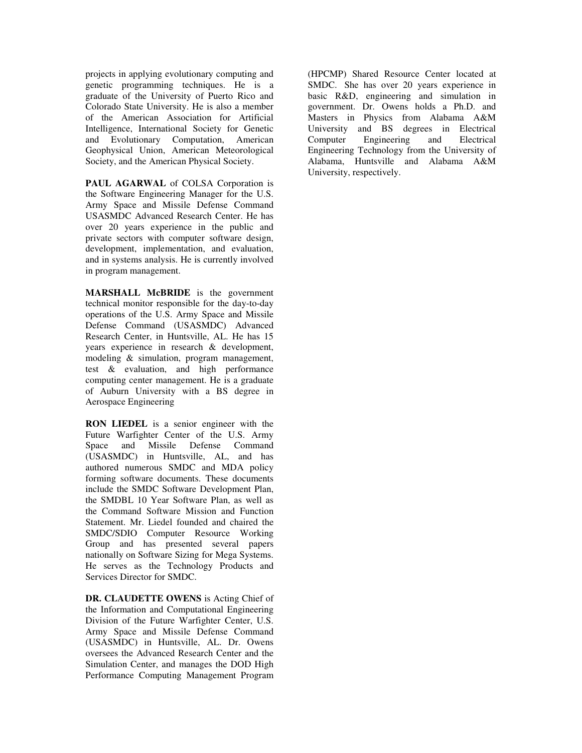projects in applying evolutionary computing and genetic programming techniques. He is a graduate of the University of Puerto Rico and Colorado State University. He is also a member of the American Association for Artificial Intelligence, International Society for Genetic and Evolutionary Computation, American Geophysical Union, American Meteorological Society, and the American Physical Society.

**PAUL AGARWAL** of COLSA Corporation is the Software Engineering Manager for the U.S. Army Space and Missile Defense Command USASMDC Advanced Research Center. He has over 20 years experience in the public and private sectors with computer software design, development, implementation, and evaluation, and in systems analysis. He is currently involved in program management.

**MARSHALL McBRIDE** is the government technical monitor responsible for the day-to-day operations of the U.S. Army Space and Missile Defense Command (USASMDC) Advanced Research Center, in Huntsville, AL. He has 15 years experience in research & development, modeling & simulation, program management, test & evaluation, and high performance computing center management. He is a graduate of Auburn University with a BS degree in Aerospace Engineering

**RON LIEDEL** is a senior engineer with the Future Warfighter Center of the U.S. Army Space and Missile Defense Command (USASMDC) in Huntsville, AL, and has authored numerous SMDC and MDA policy forming software documents. These documents include the SMDC Software Development Plan, the SMDBL 10 Year Software Plan, as well as the Command Software Mission and Function Statement. Mr. Liedel founded and chaired the SMDC/SDIO Computer Resource Working Group and has presented several papers nationally on Software Sizing for Mega Systems. He serves as the Technology Products and Services Director for SMDC.

**DR. CLAUDETTE OWENS** is Acting Chief of the Information and Computational Engineering Division of the Future Warfighter Center, U.S. Army Space and Missile Defense Command (USASMDC) in Huntsville, AL. Dr. Owens oversees the Advanced Research Center and the Simulation Center, and manages the DOD High Performance Computing Management Program (HPCMP) Shared Resource Center located at SMDC. She has over 20 years experience in basic R&D, engineering and simulation in government. Dr. Owens holds a Ph.D. and Masters in Physics from Alabama A&M University and BS degrees in Electrical Computer Engineering and Electrical Engineering Technology from the University of Alabama, Huntsville and Alabama A&M University, respectively.